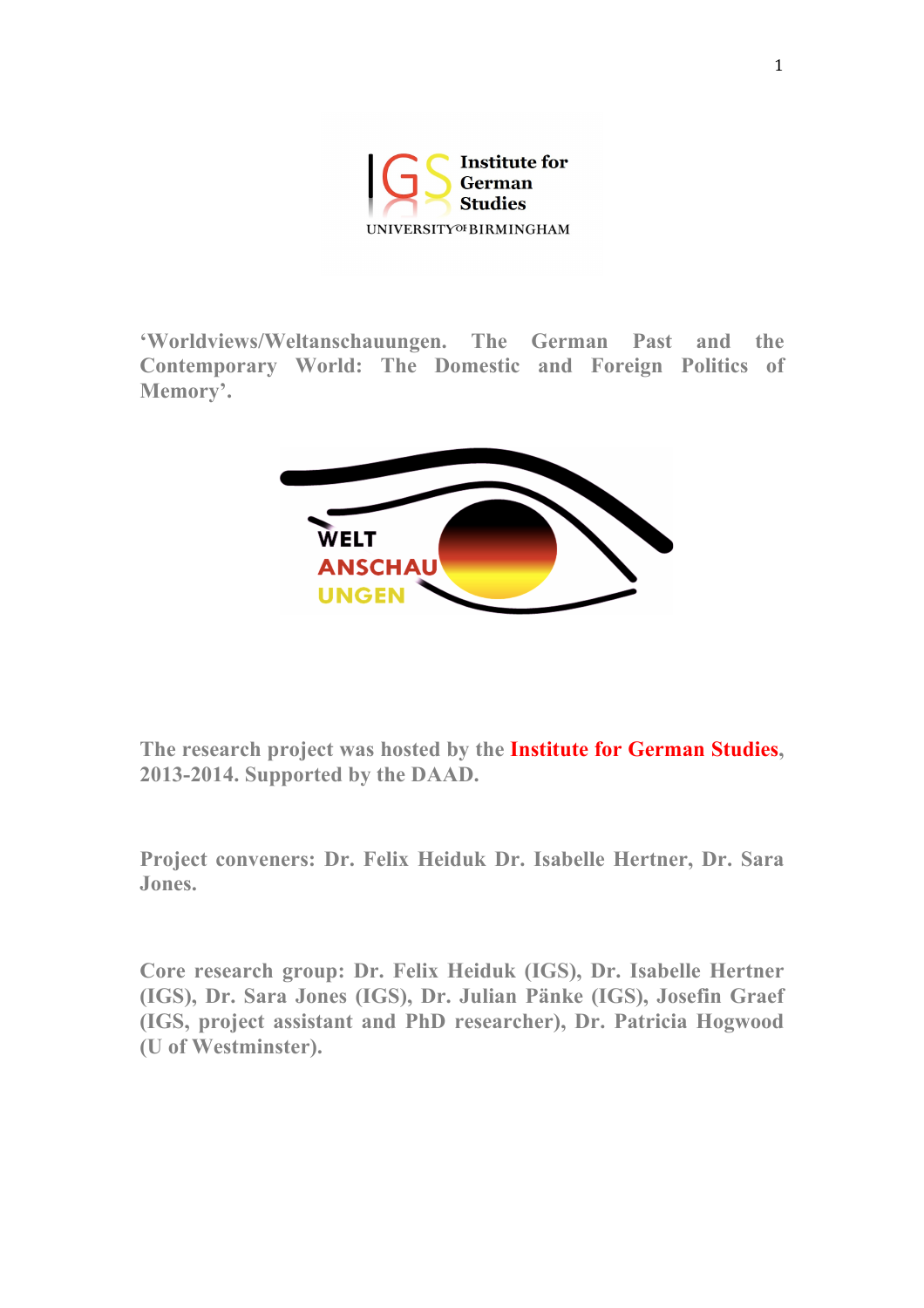Institute for German Studies
UNIVERSITY OF BIRMINGHAM

# 'Worldviews/Weltanschauungen. The German Past and the Contemporary World: The Domestic and Foreign Politics of Memory'.

WELT ANSCHAU UNGEN

**The research project was hosted by the Institute for German Studies, 2013-2014. Supported by the DAAD.**

**Project conveners: Dr. Felix Heiduk Dr. Isabelle Hertner, Dr. Sara Jones.**

**Core research group: Dr. Felix Heiduk (IGS), Dr. Isabelle Hertner (IGS), Dr. Sara Jones (IGS), Dr. Julian Pänke (IGS), Josefin Graef (IGS, project assistant and PhD researcher), Dr. Patricia Hogwood (U of Westminster).**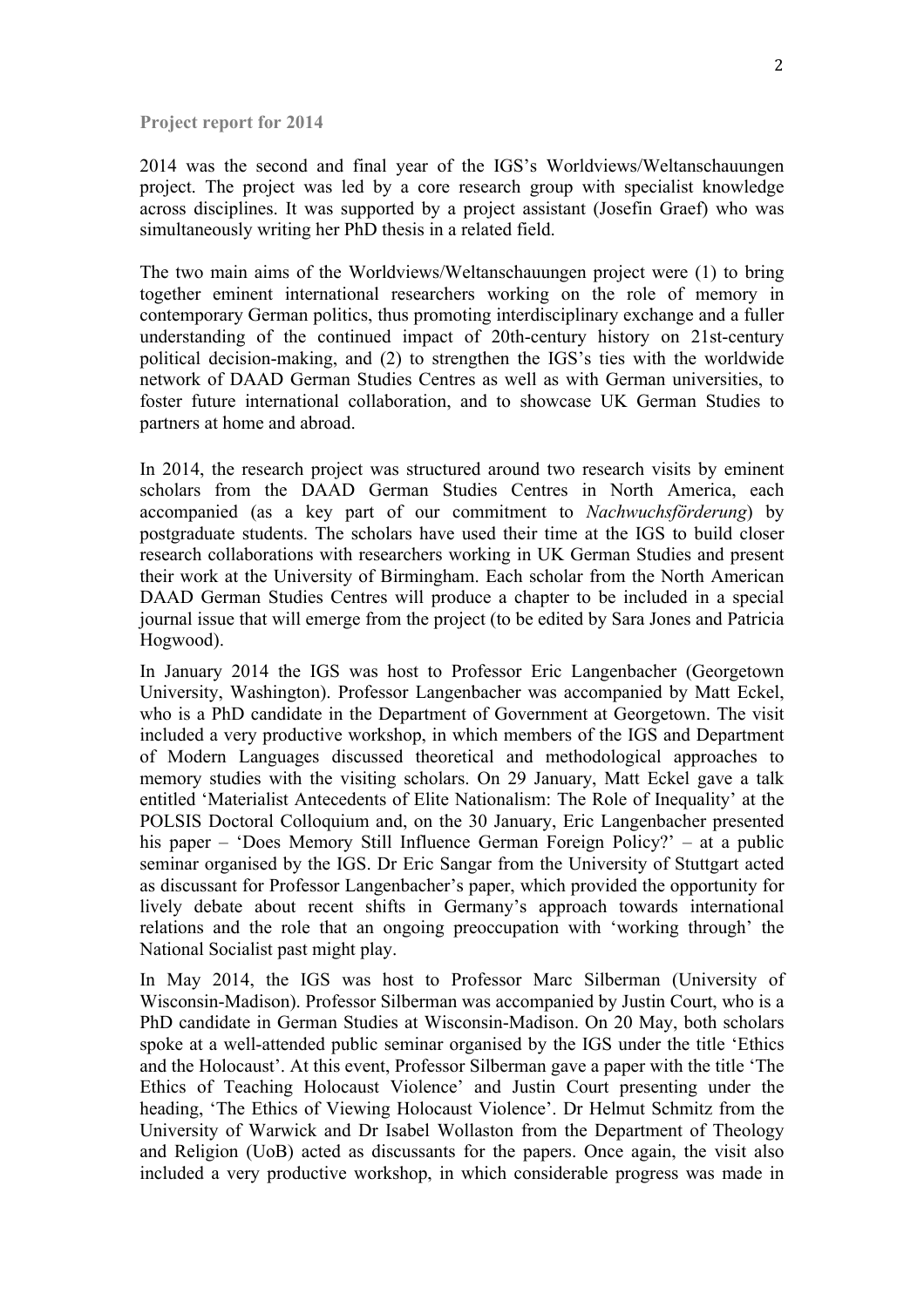## Project report for 2014

2014 was the second and final year of the IGS's Worldviews/Weltanschauungen project. The project was led by a core research group with specialist knowledge across disciplines. It was supported by a project assistant (Josefin Graef) who was simultaneously writing her PhD thesis in a related field.

The two main aims of the Worldviews/Weltanschauungen project were (1) to bring together eminent international researchers working on the role of memory in contemporary German politics, thus promoting interdisciplinary exchange and a fuller understanding of the continued impact of 20th-century history on 21st-century political decision-making, and (2) to strengthen the IGS's ties with the worldwide network of DAAD German Studies Centres as well as with German universities, to foster future international collaboration, and to showcase UK German Studies to partners at home and abroad.

In 2014, the research project was structured around two research visits by eminent scholars from the DAAD German Studies Centres in North America, each accompanied (as a key part of our commitment to *Nachwuchsförderung*) by postgraduate students. The scholars have used their time at the IGS to build closer research collaborations with researchers working in UK German Studies and present their work at the University of Birmingham. Each scholar from the North American DAAD German Studies Centres will produce a chapter to be included in a special journal issue that will emerge from the project (to be edited by Sara Jones and Patricia Hogwood).

In January 2014 the IGS was host to Professor Eric Langenbacher (Georgetown University, Washington). Professor Langenbacher was accompanied by Matt Eckel, who is a PhD candidate in the Department of Government at Georgetown. The visit included a very productive workshop, in which members of the IGS and Department of Modern Languages discussed theoretical and methodological approaches to memory studies with the visiting scholars. On 29 January, Matt Eckel gave a talk entitled 'Materialist Antecedents of Elite Nationalism: The Role of Inequality' at the POLSIS Doctoral Colloquium and, on the 30 January, Eric Langenbacher presented his paper – 'Does Memory Still Influence German Foreign Policy?' – at a public seminar organised by the IGS. Dr Eric Sangar from the University of Stuttgart acted as discussant for Professor Langenbacher's paper, which provided the opportunity for lively debate about recent shifts in Germany's approach towards international relations and the role that an ongoing preoccupation with 'working through' the National Socialist past might play.

In May 2014, the IGS was host to Professor Marc Silberman (University of Wisconsin-Madison). Professor Silberman was accompanied by Justin Court, who is a PhD candidate in German Studies at Wisconsin-Madison. On 20 May, both scholars spoke at a well-attended public seminar organised by the IGS under the title 'Ethics and the Holocaust'. At this event, Professor Silberman gave a paper with the title 'The Ethics of Teaching Holocaust Violence' and Justin Court presenting under the heading, 'The Ethics of Viewing Holocaust Violence'. Dr Helmut Schmitz from the University of Warwick and Dr Isabel Wollaston from the Department of Theology and Religion (UoB) acted as discussants for the papers. Once again, the visit also included a very productive workshop, in which considerable progress was made in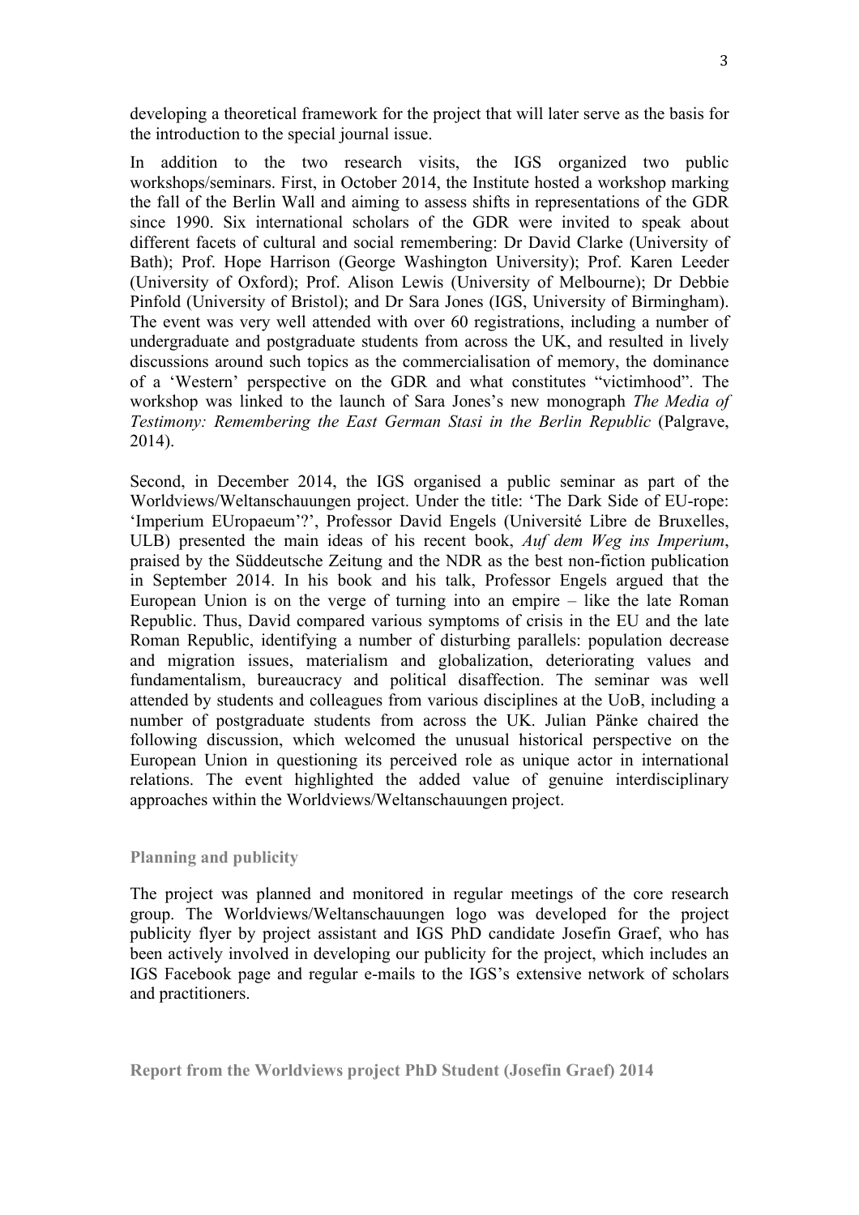developing a theoretical framework for the project that will later serve as the basis for the introduction to the special journal issue.

In addition to the two research visits, the IGS organized two public workshops/seminars. First, in October 2014, the Institute hosted a workshop marking the fall of the Berlin Wall and aiming to assess shifts in representations of the GDR since 1990. Six international scholars of the GDR were invited to speak about different facets of cultural and social remembering: Dr David Clarke (University of Bath); Prof. Hope Harrison (George Washington University); Prof. Karen Leeder (University of Oxford); Prof. Alison Lewis (University of Melbourne); Dr Debbie Pinfold (University of Bristol); and Dr Sara Jones (IGS, University of Birmingham). The event was very well attended with over 60 registrations, including a number of undergraduate and postgraduate students from across the UK, and resulted in lively discussions around such topics as the commercialisation of memory, the dominance of a 'Western' perspective on the GDR and what constitutes "victimhood". The workshop was linked to the launch of Sara Jones's new monograph *The Media of Testimony: Remembering the East German Stasi in the Berlin Republic* (Palgrave, 2014).

Second, in December 2014, the IGS organised a public seminar as part of the Worldviews/Weltanschauungen project. Under the title: 'The Dark Side of EU-rope: 'Imperium EUropaeum'?', Professor David Engels (Université Libre de Bruxelles, ULB) presented the main ideas of his recent book, *Auf dem Weg ins Imperium*, praised by the Süddeutsche Zeitung and the NDR as the best non-fiction publication in September 2014. In his book and his talk, Professor Engels argued that the European Union is on the verge of turning into an empire – like the late Roman Republic. Thus, David compared various symptoms of crisis in the EU and the late Roman Republic, identifying a number of disturbing parallels: population decrease and migration issues, materialism and globalization, deteriorating values and fundamentalism, bureaucracy and political disaffection. The seminar was well attended by students and colleagues from various disciplines at the UoB, including a number of postgraduate students from across the UK. Julian Pänke chaired the following discussion, which welcomed the unusual historical perspective on the European Union in questioning its perceived role as unique actor in international relations. The event highlighted the added value of genuine interdisciplinary approaches within the Worldviews/Weltanschauungen project.

## Planning and publicity

The project was planned and monitored in regular meetings of the core research group. The Worldviews/Weltanschauungen logo was developed for the project publicity flyer by project assistant and IGS PhD candidate Josefin Graef, who has been actively involved in developing our publicity for the project, which includes an IGS Facebook page and regular e-mails to the IGS's extensive network of scholars and practitioners.

## Report from the Worldviews project PhD Student (Josefin Graef) 2014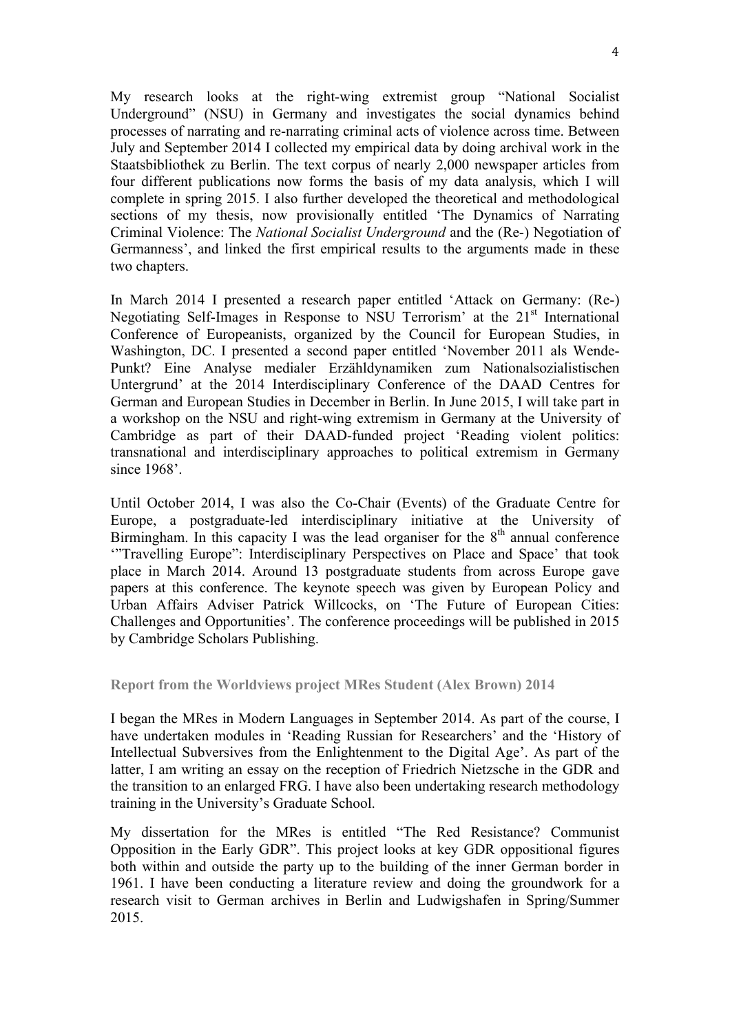My research looks at the right-wing extremist group "National Socialist Underground" (NSU) in Germany and investigates the social dynamics behind processes of narrating and re-narrating criminal acts of violence across time. Between July and September 2014 I collected my empirical data by doing archival work in the Staatsbibliothek zu Berlin. The text corpus of nearly 2,000 newspaper articles from four different publications now forms the basis of my data analysis, which I will complete in spring 2015. I also further developed the theoretical and methodological sections of my thesis, now provisionally entitled 'The Dynamics of Narrating Criminal Violence: The *National Socialist Underground* and the (Re-) Negotiation of Germanness', and linked the first empirical results to the arguments made in these two chapters.

In March 2014 I presented a research paper entitled 'Attack on Germany: (Re-) Negotiating Self-Images in Response to NSU Terrorism' at the 21st International Conference of Europeanists, organized by the Council for European Studies, in Washington, DC. I presented a second paper entitled 'November 2011 als Wende-Punkt? Eine Analyse medialer Erzähldynamiken zum Nationalsozialistischen Untergrund' at the 2014 Interdisciplinary Conference of the DAAD Centres for German and European Studies in December in Berlin. In June 2015, I will take part in a workshop on the NSU and right-wing extremism in Germany at the University of Cambridge as part of their DAAD-funded project 'Reading violent politics: transnational and interdisciplinary approaches to political extremism in Germany since 1968'.

Until October 2014, I was also the Co-Chair (Events) of the Graduate Centre for Europe, a postgraduate-led interdisciplinary initiative at the University of Birmingham. In this capacity I was the lead organiser for the 8th annual conference '"Travelling Europe": Interdisciplinary Perspectives on Place and Space' that took place in March 2014. Around 13 postgraduate students from across Europe gave papers at this conference. The keynote speech was given by European Policy and Urban Affairs Adviser Patrick Willcocks, on 'The Future of European Cities: Challenges and Opportunities'. The conference proceedings will be published in 2015 by Cambridge Scholars Publishing.

### Report from the Worldviews project MRes Student (Alex Brown) 2014

I began the MRes in Modern Languages in September 2014. As part of the course, I have undertaken modules in 'Reading Russian for Researchers' and the 'History of Intellectual Subversives from the Enlightenment to the Digital Age'. As part of the latter, I am writing an essay on the reception of Friedrich Nietzsche in the GDR and the transition to an enlarged FRG. I have also been undertaking research methodology training in the University's Graduate School.

My dissertation for the MRes is entitled "The Red Resistance? Communist Opposition in the Early GDR". This project looks at key GDR oppositional figures both within and outside the party up to the building of the inner German border in 1961. I have been conducting a literature review and doing the groundwork for a research visit to German archives in Berlin and Ludwigshafen in Spring/Summer 2015.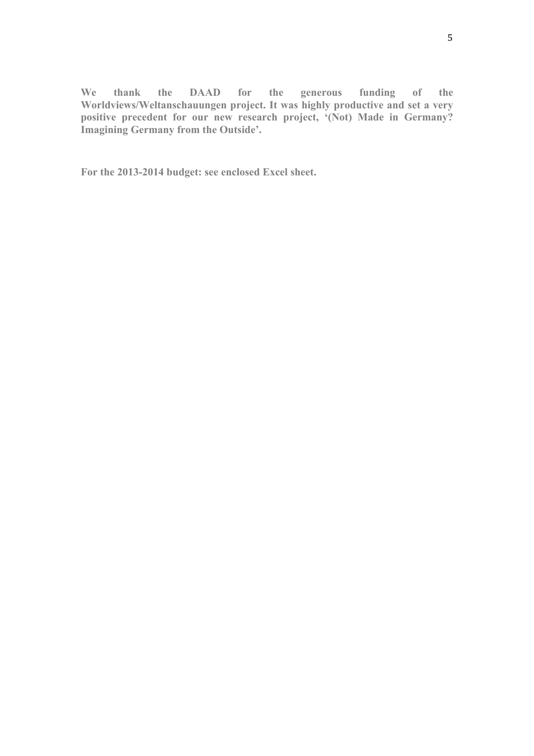**We thank the DAAD for the generous funding of the Worldviews/Weltanschauungen project. It was highly productive and set a very positive precedent for our new research project, '(Not) Made in Germany? Imagining Germany from the Outside'.**

**For the 2013-2014 budget: see enclosed Excel sheet.**